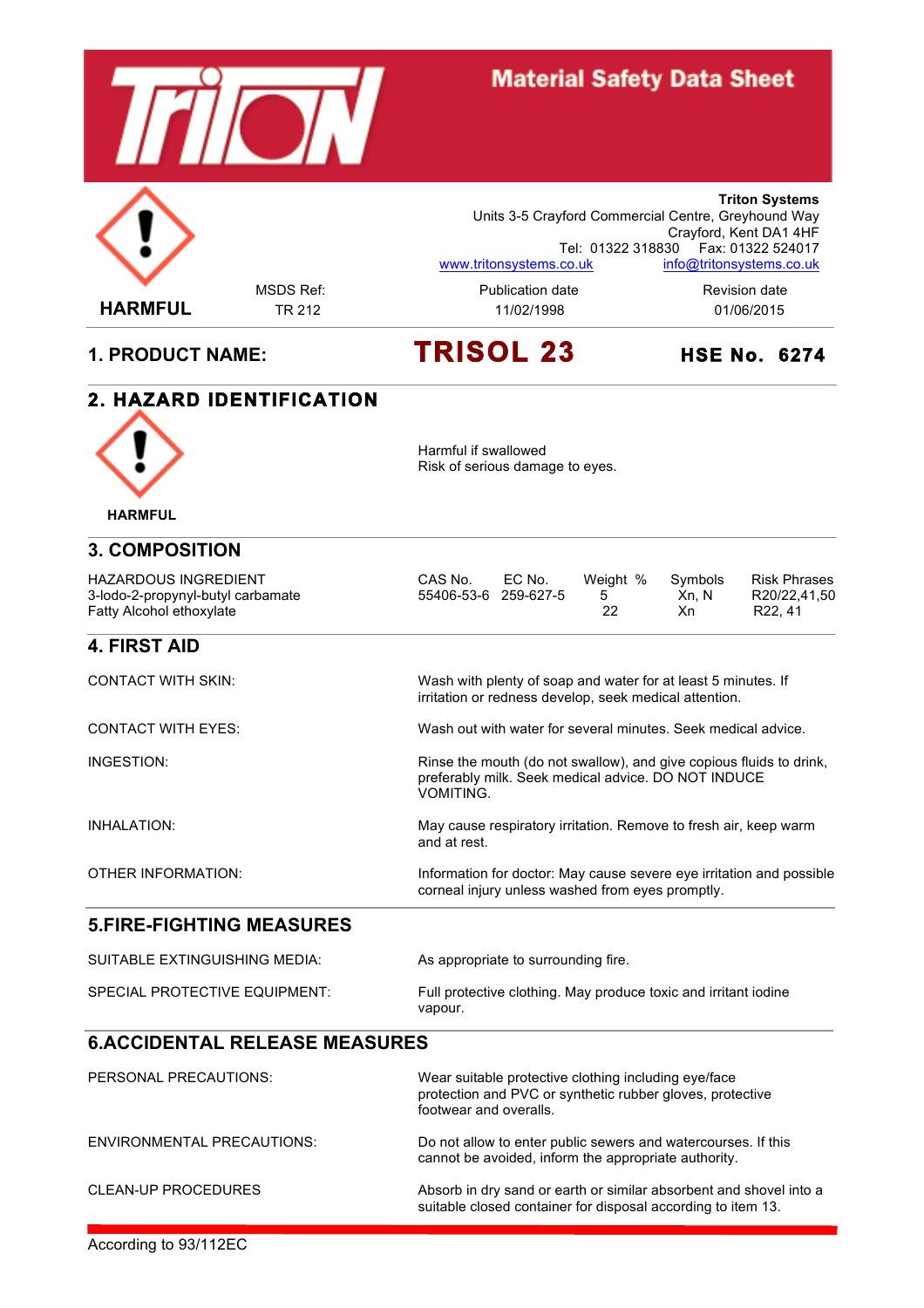# Material Safety Data Sheet

**Triton Systems**
Units 3-5 Crayford Commercial Centre, Greyhound Way
Crayford, Kent DA1 4HF
Tel: 01322 318830 Fax: 01322 524017
www.tritonsystems.co.uk info@tritonsystems.co.uk

**HARMFUL**

| MSDS Ref: | Publication date | Revision date |
|---|---|---|
| TR 212 | 11/02/1998 | 01/06/2015 |

## 1. PRODUCT NAME: **TRISOL 23** **HSE No. 6274**

## 2. HAZARD IDENTIFICATION

**HARMFUL**

Harmful if swallowed
Risk of serious damage to eyes.

## 3. COMPOSITION

| HAZARDOUS INGREDIENT | CAS No. | EC No. | Weight % | Symbols | Risk Phrases |
|---|---|---|---|---|---|
| 3-Iodo-2-propynyl-butyl carbamate | 55406-53-6 | 259-627-5 | 5 | Xn, N | R20/22,41,50 |
| Fatty Alcohol ethoxylate | | | 22 | Xn | R22, 41 |

## 4. FIRST AID

CONTACT WITH SKIN: Wash with plenty of soap and water for at least 5 minutes. If irritation or redness develop, seek medical attention.

CONTACT WITH EYES: Wash out with water for several minutes. Seek medical advice.

INGESTION: Rinse the mouth (do not swallow), and give copious fluids to drink, preferably milk. Seek medical advice. DO NOT INDUCE VOMITING.

INHALATION: May cause respiratory irritation. Remove to fresh air, keep warm and at rest.

OTHER INFORMATION: Information for doctor: May cause severe eye irritation and possible corneal injury unless washed from eyes promptly.

## 5.FIRE-FIGHTING MEASURES

SUITABLE EXTINGUISHING MEDIA: As appropriate to surrounding fire.

SPECIAL PROTECTIVE EQUIPMENT: Full protective clothing. May produce toxic and irritant iodine vapour.

## 6.ACCIDENTAL RELEASE MEASURES

PERSONAL PRECAUTIONS: Wear suitable protective clothing including eye/face protection and PVC or synthetic rubber gloves, protective footwear and overalls.

ENVIRONMENTAL PRECAUTIONS: Do not allow to enter public sewers and watercourses. If this cannot be avoided, inform the appropriate authority.

CLEAN-UP PROCEDURES: Absorb in dry sand or earth or similar absorbent and shovel into a suitable closed container for disposal according to item 13.

According to 93/112EC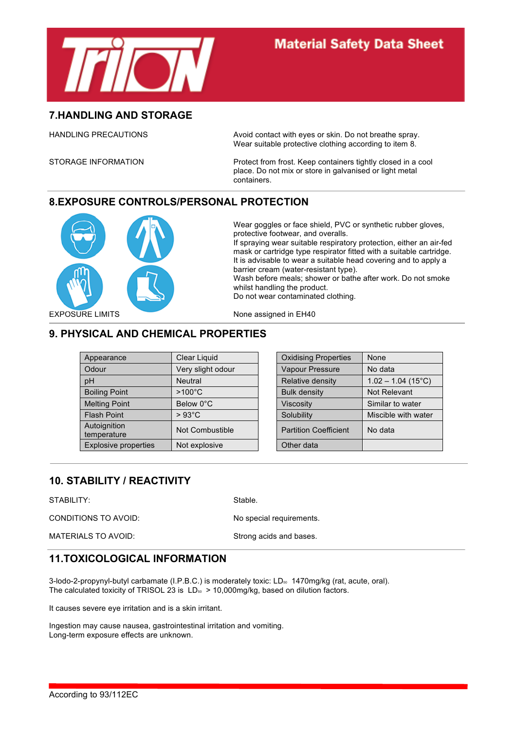## 7.HANDLING AND STORAGE

HANDLING PRECAUTIONS

Avoid contact with eyes or skin. Do not breathe spray. Wear suitable protective clothing according to item 8.

STORAGE INFORMATION

Protect from frost. Keep containers tightly closed in a cool place. Do not mix or store in galvanised or light metal containers.

## 8.EXPOSURE CONTROLS/PERSONAL PROTECTION

Wear goggles or face shield, PVC or synthetic rubber gloves, protective footwear, and overalls.
If spraying wear suitable respiratory protection, either an air-fed mask or cartridge type respirator fitted with a suitable cartridge.
It is advisable to wear a suitable head covering and to apply a barrier cream (water-resistant type).
Wash before meals; shower or bathe after work. Do not smoke whilst handling the product.
Do not wear contaminated clothing.

EXPOSURE LIMITS

None assigned in EH40

## 9. PHYSICAL AND CHEMICAL PROPERTIES

| Appearance | Clear Liquid |
|---|---|
| Odour | Very slight odour |
| pH | Neutral |
| Boiling Point | >100°C |
| Melting Point | Below 0°C |
| Flash Point | > 93°C |
| Autoignition temperature | Not Combustible |
| Explosive properties | Not explosive |

| Oxidising Properties | None |
|---|---|
| Vapour Pressure | No data |
| Relative density | 1.02 – 1.04 (15°C) |
| Bulk density | Not Relevant |
| Viscosity | Similar to water |
| Solubility | Miscible with water |
| Partition Coefficient | No data |
| Other data | |

## 10. STABILITY / REACTIVITY

STABILITY: Stable.

CONDITIONS TO AVOID: No special requirements.

MATERIALS TO AVOID: Strong acids and bases.

## 11.TOXICOLOGICAL INFORMATION

3-Iodo-2-propynyl-butyl carbamate (I.P.B.C.) is moderately toxic: $LD_{50}$ 1470mg/kg (rat, acute, oral).
The calculated toxicity of TRISOL 23 is $LD_{50}$ > 10,000mg/kg, based on dilution factors.

It causes severe eye irritation and is a skin irritant.

Ingestion may cause nausea, gastrointestinal irritation and vomiting.
Long-term exposure effects are unknown.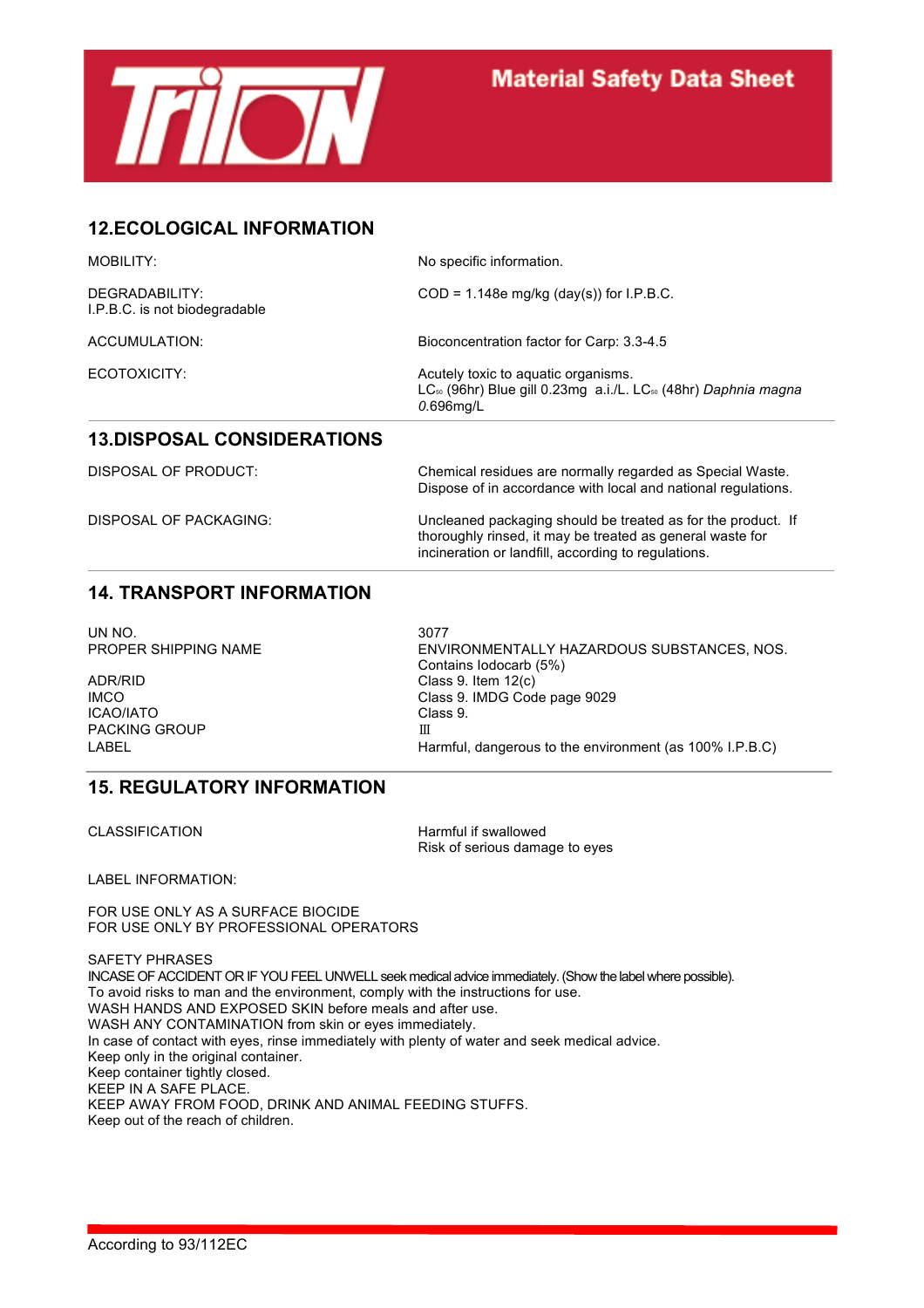## 12.ECOLOGICAL INFORMATION

| | |
|---|---|
| MOBILITY: | No specific information. |
| DEGRADABILITY: I.P.B.C. is not biodegradable | COD = 1.148e mg/kg (day(s)) for I.P.B.C. |
| ACCUMULATION: | Bioconcentration factor for Carp: 3.3-4.5 |
| ECOTOXICITY: | Acutely toxic to aquatic organisms. $LC_{50}$ (96hr) Blue gill 0.23mg a.i./L. $LC_{50}$ (48hr) *Daphnia magna 0.*696mg/L |

## 13.DISPOSAL CONSIDERATIONS

| | |
|---|---|
| DISPOSAL OF PRODUCT: | Chemical residues are normally regarded as Special Waste. Dispose of in accordance with local and national regulations. |
| DISPOSAL OF PACKAGING: | Uncleaned packaging should be treated as for the product. If thoroughly rinsed, it may be treated as general waste for incineration or landfill, according to regulations. |

## 14. TRANSPORT INFORMATION

| | |
|---|---|
| UN NO. | 3077 |
| PROPER SHIPPING NAME | ENVIRONMENTALLY HAZARDOUS SUBSTANCES, NOS. Contains Iodocarb (5%) |
| ADR/RID | Class 9. Item 12(c) |
| IMCO | Class 9. IMDG Code page 9029 |
| ICAO/IATO | Class 9. |
| PACKING GROUP | III |
| LABEL | Harmful, dangerous to the environment (as 100% I.P.B.C) |

## 15. REGULATORY INFORMATION

| | |
|---|---|
| CLASSIFICATION | Harmful if swallowed<br>Risk of serious damage to eyes |

LABEL INFORMATION:

FOR USE ONLY AS A SURFACE BIOCIDE
FOR USE ONLY BY PROFESSIONAL OPERATORS

SAFETY PHRASES
INCASE OF ACCIDENT OR IF YOU FEEL UNWELL seek medical advice immediately. (Show the label where possible).
To avoid risks to man and the environment, comply with the instructions for use.
WASH HANDS AND EXPOSED SKIN before meals and after use.
WASH ANY CONTAMINATION from skin or eyes immediately.
In case of contact with eyes, rinse immediately with plenty of water and seek medical advice.
Keep only in the original container.
Keep container tightly closed.
KEEP IN A SAFE PLACE.
KEEP AWAY FROM FOOD, DRINK AND ANIMAL FEEDING STUFFS.
Keep out of the reach of children.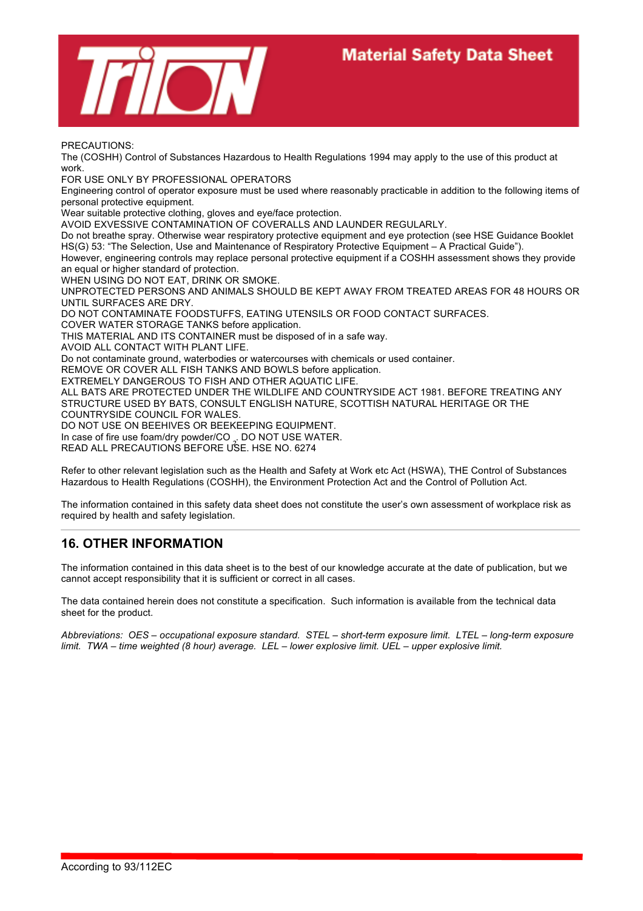PRECAUTIONS:

The (COSHH) Control of Substances Hazardous to Health Regulations 1994 may apply to the use of this product at work.

FOR USE ONLY BY PROFESSIONAL OPERATORS

Engineering control of operator exposure must be used where reasonably practicable in addition to the following items of personal protective equipment.

Wear suitable protective clothing, gloves and eye/face protection.

AVOID EXVESSIVE CONTAMINATION OF COVERALLS AND LAUNDER REGULARLY.

Do not breathe spray. Otherwise wear respiratory protective equipment and eye protection (see HSE Guidance Booklet HS(G) 53: "The Selection, Use and Maintenance of Respiratory Protective Equipment – A Practical Guide").

However, engineering controls may replace personal protective equipment if a COSHH assessment shows they provide an equal or higher standard of protection.

WHEN USING DO NOT EAT, DRINK OR SMOKE.

UNPROTECTED PERSONS AND ANIMALS SHOULD BE KEPT AWAY FROM TREATED AREAS FOR 48 HOURS OR UNTIL SURFACES ARE DRY.

DO NOT CONTAMINATE FOODSTUFFS, EATING UTENSILS OR FOOD CONTACT SURFACES.

COVER WATER STORAGE TANKS before application.

THIS MATERIAL AND ITS CONTAINER must be disposed of in a safe way.

AVOID ALL CONTACT WITH PLANT LIFE.

Do not contaminate ground, waterbodies or watercourses with chemicals or used container.

REMOVE OR COVER ALL FISH TANKS AND BOWLS before application.

EXTREMELY DANGEROUS TO FISH AND OTHER AQUATIC LIFE.

ALL BATS ARE PROTECTED UNDER THE WILDLIFE AND COUNTRYSIDE ACT 1981. BEFORE TREATING ANY STRUCTURE USED BY BATS, CONSULT ENGLISH NATURE, SCOTTISH NATURAL HERITAGE OR THE COUNTRYSIDE COUNCIL FOR WALES.

DO NOT USE ON BEEHIVES OR BEEKEEPING EQUIPMENT.

In case of fire use foam/dry powder/$CO_2$. DO NOT USE WATER.

READ ALL PRECAUTIONS BEFORE USE. HSE NO. 6274

Refer to other relevant legislation such as the Health and Safety at Work etc Act (HSWA), THE Control of Substances Hazardous to Health Regulations (COSHH), the Environment Protection Act and the Control of Pollution Act.

The information contained in this safety data sheet does not constitute the user's own assessment of workplace risk as required by health and safety legislation.

## 16. OTHER INFORMATION

The information contained in this data sheet is to the best of our knowledge accurate at the date of publication, but we cannot accept responsibility that it is sufficient or correct in all cases.

The data contained herein does not constitute a specification. Such information is available from the technical data sheet for the product.

*Abbreviations: OES – occupational exposure standard. STEL – short-term exposure limit. LTEL – long-term exposure limit. TWA – time weighted (8 hour) average. LEL – lower explosive limit. UEL – upper explosive limit.*